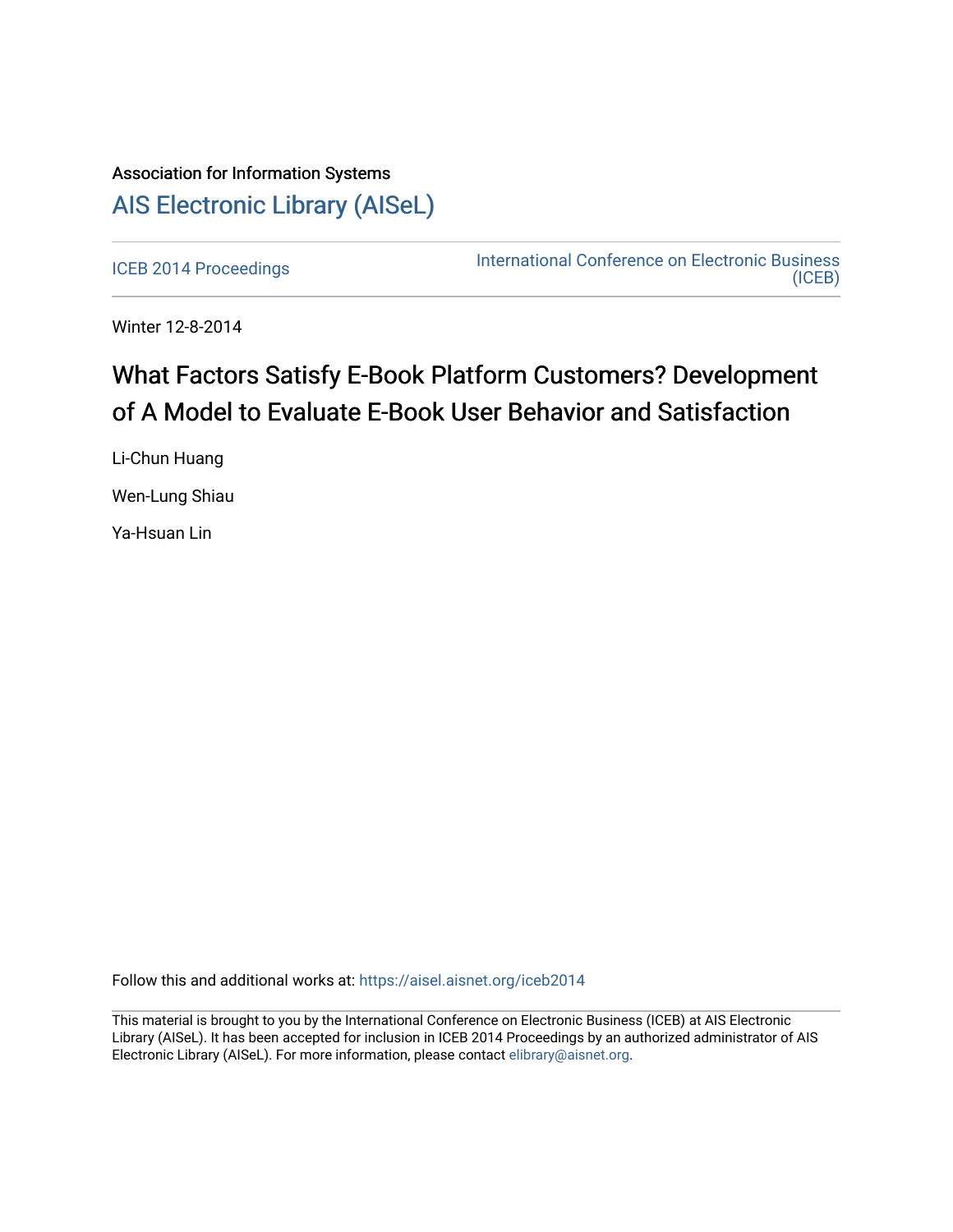Association for Information Systems

## AIS Electronic Library (AISeL)

ICEB 2014 Proceedings

International Conference on Electronic Business (ICEB)

Winter 12-8-2014

# What Factors Satisfy E-Book Platform Customers? Development of A Model to Evaluate E-Book User Behavior and Satisfaction

Li-Chun Huang

Wen-Lung Shiau

Ya-Hsuan Lin

Follow this and additional works at: https://aisel.aisnet.org/iceb2014

This material is brought to you by the International Conference on Electronic Business (ICEB) at AIS Electronic Library (AISeL). It has been accepted for inclusion in ICEB 2014 Proceedings by an authorized administrator of AIS Electronic Library (AISeL). For more information, please contact elibrary@aisnet.org.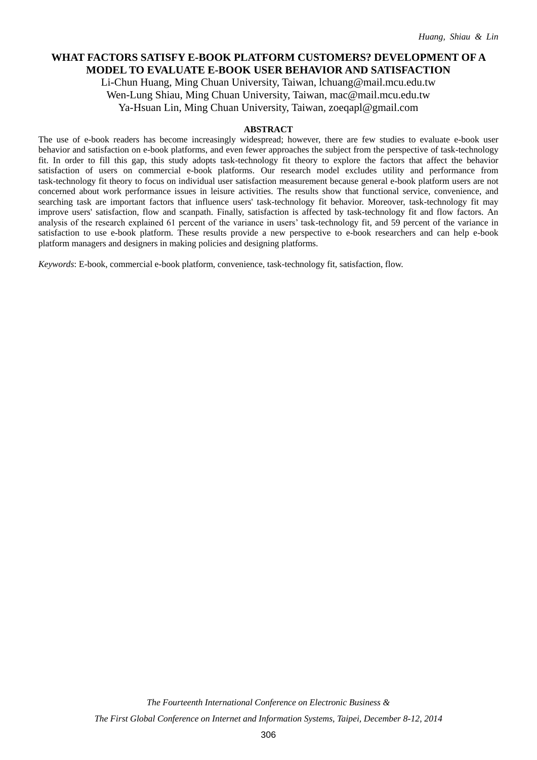# WHAT FACTORS SATISFY E-BOOK PLATFORM CUSTOMERS? DEVELOPMENT OF A MODEL TO EVALUATE E-BOOK USER BEHAVIOR AND SATISFACTION

Li-Chun Huang, Ming Chuan University, Taiwan, lchuang@mail.mcu.edu.tw
Wen-Lung Shiau, Ming Chuan University, Taiwan, mac@mail.mcu.edu.tw
Ya-Hsuan Lin, Ming Chuan University, Taiwan, zoeqapl@gmail.com

## ABSTRACT

The use of e-book readers has become increasingly widespread; however, there are few studies to evaluate e-book user behavior and satisfaction on e-book platforms, and even fewer approaches the subject from the perspective of task-technology fit. In order to fill this gap, this study adopts task-technology fit theory to explore the factors that affect the behavior satisfaction of users on commercial e-book platforms. Our research model excludes utility and performance from task-technology fit theory to focus on individual user satisfaction measurement because general e-book platform users are not concerned about work performance issues in leisure activities. The results show that functional service, convenience, and searching task are important factors that influence users' task-technology fit behavior. Moreover, task-technology fit may improve users' satisfaction, flow and scanpath. Finally, satisfaction is affected by task-technology fit and flow factors. An analysis of the research explained 61 percent of the variance in users' task-technology fit, and 59 percent of the variance in satisfaction to use e-book platform. These results provide a new perspective to e-book researchers and can help e-book platform managers and designers in making policies and designing platforms.

*Keywords*: E-book, commercial e-book platform, convenience, task-technology fit, satisfaction, flow.